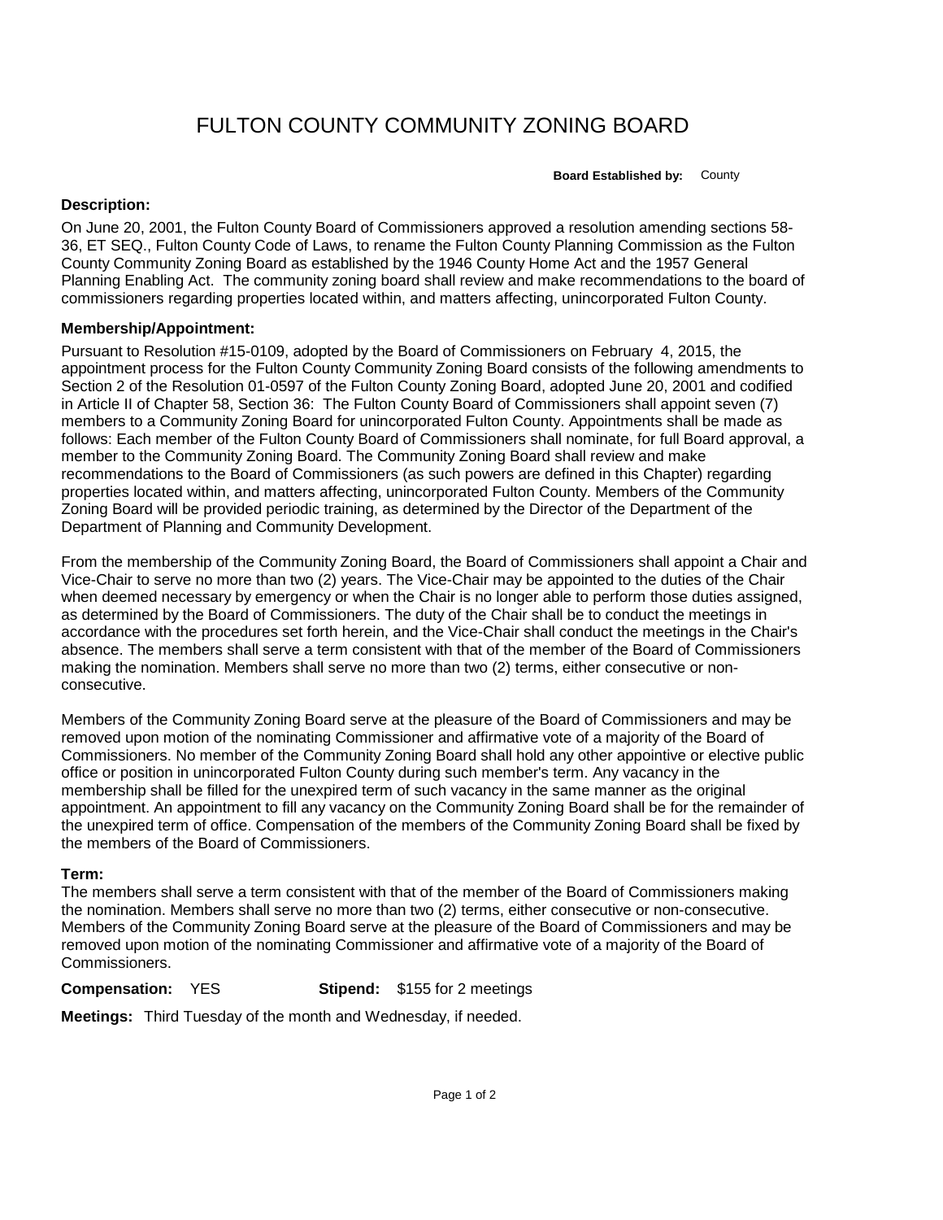# FULTON COUNTY COMMUNITY ZONING BOARD

**Board Established by:** County

**Description:**

On June 20, 2001, the Fulton County Board of Commissioners approved a resolution amending sections 58-36, ET SEQ., Fulton County Code of Laws, to rename the Fulton County Planning Commission as the Fulton County Community Zoning Board as established by the 1946 County Home Act and the 1957 General Planning Enabling Act. The community zoning board shall review and make recommendations to the board of commissioners regarding properties located within, and matters affecting, unincorporated Fulton County.

**Membership/Appointment:**

Pursuant to Resolution #15-0109, adopted by the Board of Commissioners on February 4, 2015, the appointment process for the Fulton County Community Zoning Board consists of the following amendments to Section 2 of the Resolution 01-0597 of the Fulton County Zoning Board, adopted June 20, 2001 and codified in Article II of Chapter 58, Section 36: The Fulton County Board of Commissioners shall appoint seven (7) members to a Community Zoning Board for unincorporated Fulton County. Appointments shall be made as follows: Each member of the Fulton County Board of Commissioners shall nominate, for full Board approval, a member to the Community Zoning Board. The Community Zoning Board shall review and make recommendations to the Board of Commissioners (as such powers are defined in this Chapter) regarding properties located within, and matters affecting, unincorporated Fulton County. Members of the Community Zoning Board will be provided periodic training, as determined by the Director of the Department of the Department of Planning and Community Development.

From the membership of the Community Zoning Board, the Board of Commissioners shall appoint a Chair and Vice-Chair to serve no more than two (2) years. The Vice-Chair may be appointed to the duties of the Chair when deemed necessary by emergency or when the Chair is no longer able to perform those duties assigned, as determined by the Board of Commissioners. The duty of the Chair shall be to conduct the meetings in accordance with the procedures set forth herein, and the Vice-Chair shall conduct the meetings in the Chair's absence. The members shall serve a term consistent with that of the member of the Board of Commissioners making the nomination. Members shall serve no more than two (2) terms, either consecutive or non-consecutive.

Members of the Community Zoning Board serve at the pleasure of the Board of Commissioners and may be removed upon motion of the nominating Commissioner and affirmative vote of a majority of the Board of Commissioners. No member of the Community Zoning Board shall hold any other appointive or elective public office or position in unincorporated Fulton County during such member's term. Any vacancy in the membership shall be filled for the unexpired term of such vacancy in the same manner as the original appointment. An appointment to fill any vacancy on the Community Zoning Board shall be for the remainder of the unexpired term of office. Compensation of the members of the Community Zoning Board shall be fixed by the members of the Board of Commissioners.

**Term:**

The members shall serve a term consistent with that of the member of the Board of Commissioners making the nomination. Members shall serve no more than two (2) terms, either consecutive or non-consecutive. Members of the Community Zoning Board serve at the pleasure of the Board of Commissioners and may be removed upon motion of the nominating Commissioner and affirmative vote of a majority of the Board of Commissioners.

**Compensation:** YES **Stipend:** $155 for 2 meetings

**Meetings:** Third Tuesday of the month and Wednesday, if needed.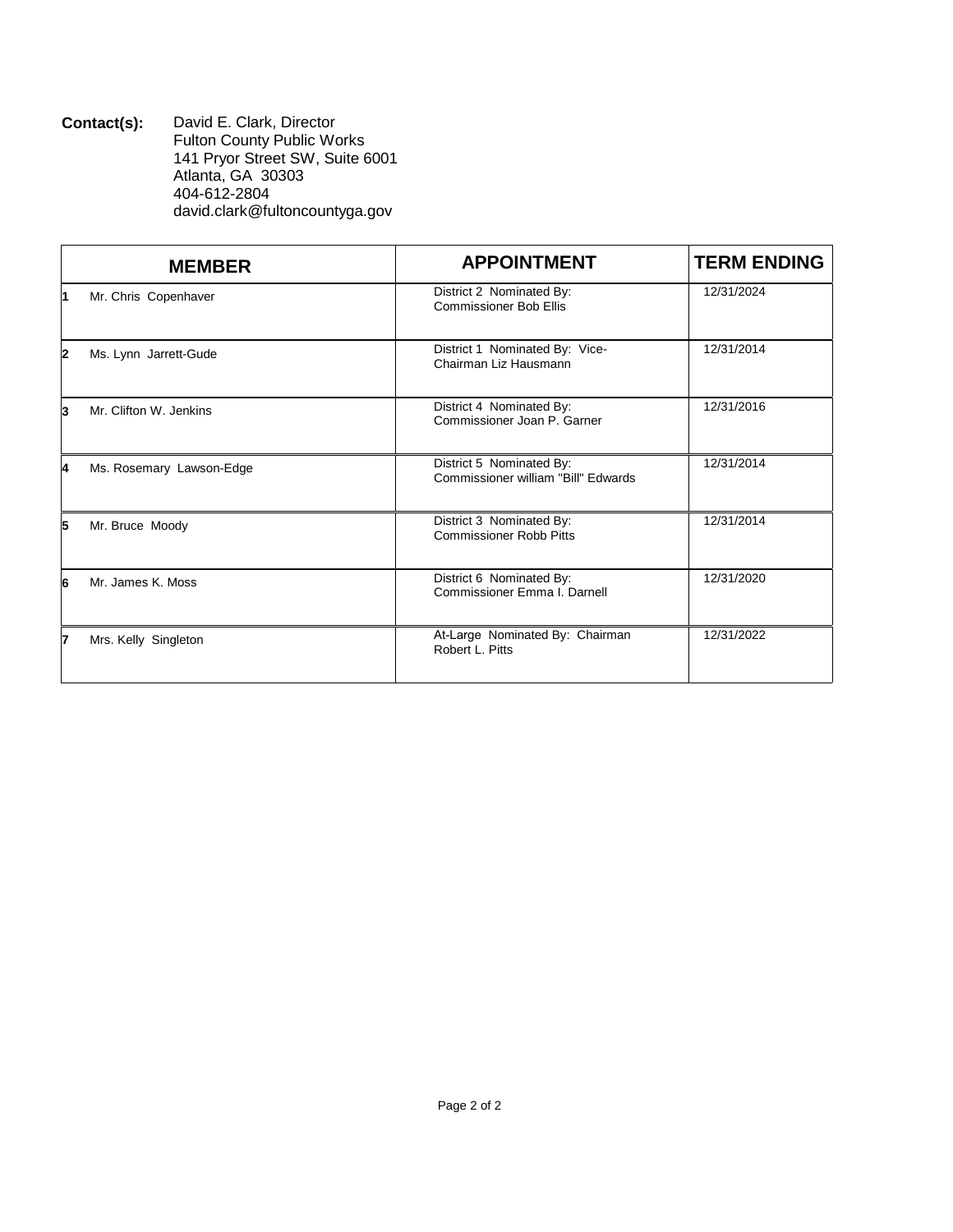**Contact(s):** David E. Clark, Director
Fulton County Public Works
141 Pryor Street SW, Suite 6001
Atlanta, GA 30303
404-612-2804
david.clark@fultoncountyga.gov

| | MEMBER | APPOINTMENT | TERM ENDING |
|---|---|---|---|
| 1 | Mr. Chris Copenhaver | District 2 Nominated By: Commissioner Bob Ellis | 12/31/2024 |
| 2 | Ms. Lynn Jarrett-Gude | District 1 Nominated By: Vice-Chairman Liz Hausmann | 12/31/2014 |
| 3 | Mr. Clifton W. Jenkins | District 4 Nominated By: Commissioner Joan P. Garner | 12/31/2016 |
| 4 | Ms. Rosemary Lawson-Edge | District 5 Nominated By: Commissioner william "Bill" Edwards | 12/31/2014 |
| 5 | Mr. Bruce Moody | District 3 Nominated By: Commissioner Robb Pitts | 12/31/2014 |
| 6 | Mr. James K. Moss | District 6 Nominated By: Commissioner Emma I. Darnell | 12/31/2020 |
| 7 | Mrs. Kelly Singleton | At-Large Nominated By: Chairman Robert L. Pitts | 12/31/2022 |